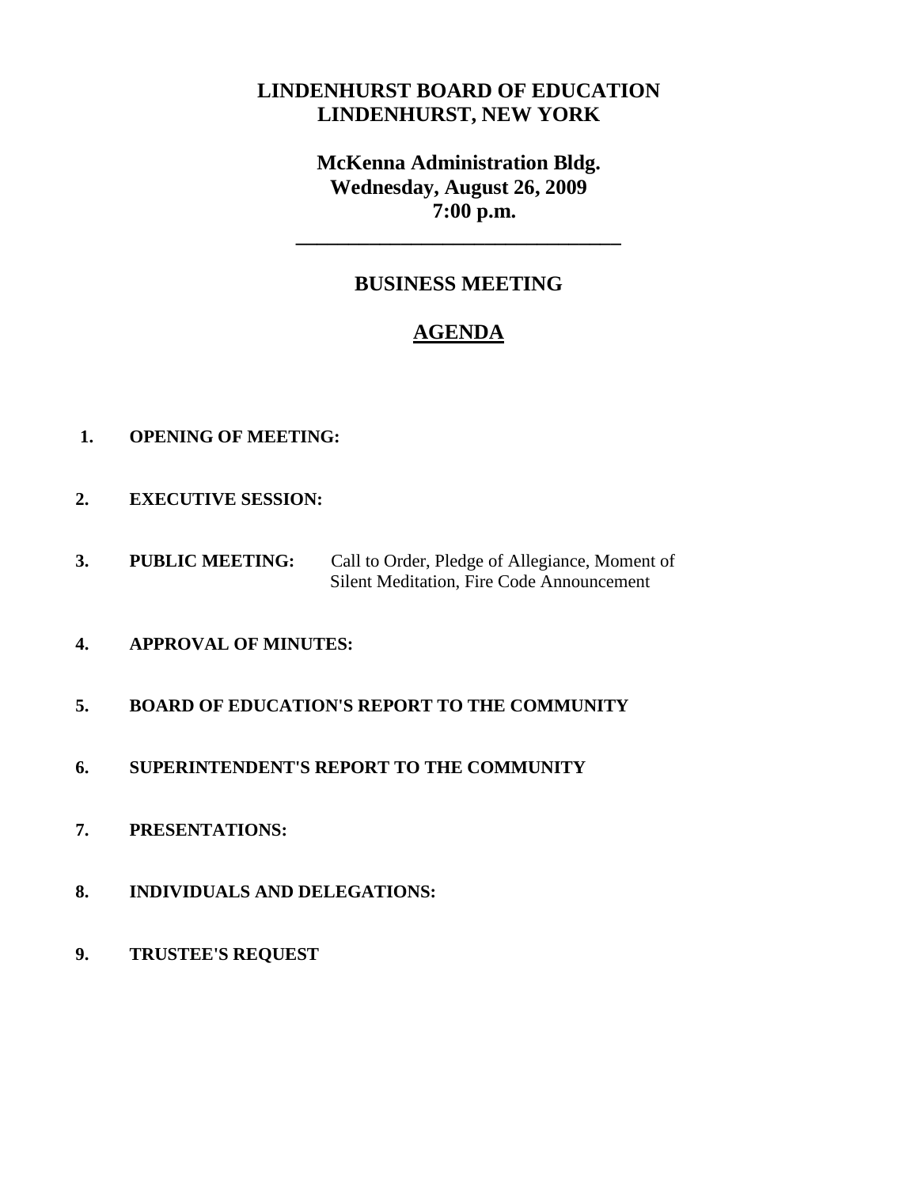# LINDENHURST BOARD OF EDUCATION
# LINDENHURST, NEW YORK

## McKenna Administration Bldg.
## Wednesday, August 26, 2009
## 7:00 p.m.

---

## BUSINESS MEETING

## AGENDA

1. **OPENING OF MEETING:**

2. **EXECUTIVE SESSION:**

3. **PUBLIC MEETING:** Call to Order, Pledge of Allegiance, Moment of Silent Meditation, Fire Code Announcement

4. **APPROVAL OF MINUTES:**

5. **BOARD OF EDUCATION'S REPORT TO THE COMMUNITY**

6. **SUPERINTENDENT'S REPORT TO THE COMMUNITY**

7. **PRESENTATIONS:**

8. **INDIVIDUALS AND DELEGATIONS:**

9. **TRUSTEE'S REQUEST**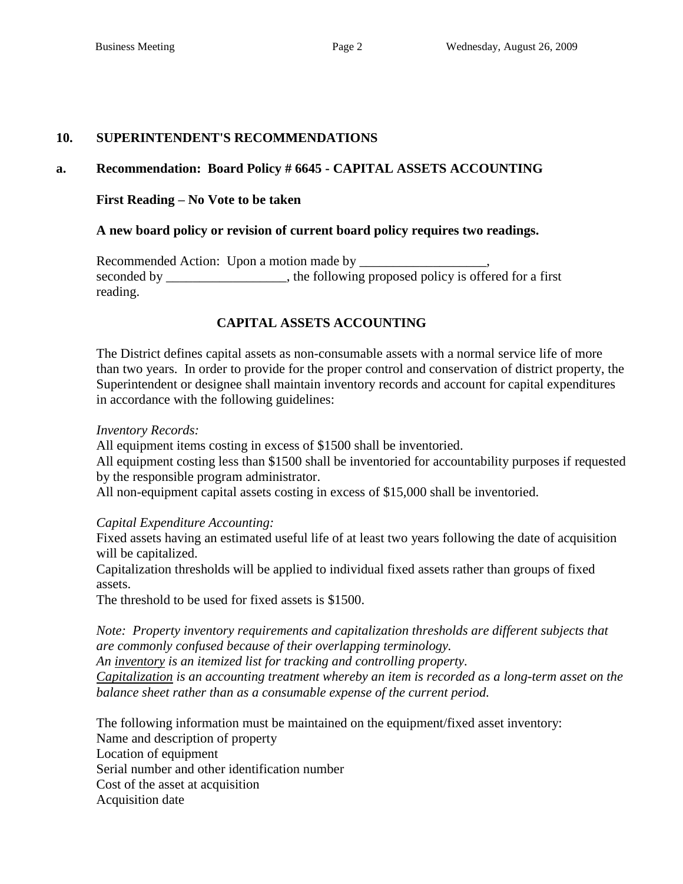## 10. SUPERINTENDENT'S RECOMMENDATIONS

### a. Recommendation: Board Policy # 6645 - CAPITAL ASSETS ACCOUNTING

**First Reading – No Vote to be taken**

**A new board policy or revision of current board policy requires two readings.**

Recommended Action: Upon a motion made by ___________________, seconded by __________________, the following proposed policy is offered for a first reading.

**CAPITAL ASSETS ACCOUNTING**

The District defines capital assets as non-consumable assets with a normal service life of more than two years. In order to provide for the proper control and conservation of district property, the Superintendent or designee shall maintain inventory records and account for capital expenditures in accordance with the following guidelines:

*Inventory Records:*
All equipment items costing in excess of $1500 shall be inventoried.
All equipment costing less than $1500 shall be inventoried for accountability purposes if requested by the responsible program administrator.
All non-equipment capital assets costing in excess of $15,000 shall be inventoried.

*Capital Expenditure Accounting:*
Fixed assets having an estimated useful life of at least two years following the date of acquisition will be capitalized.
Capitalization thresholds will be applied to individual fixed assets rather than groups of fixed assets.
The threshold to be used for fixed assets is $1500.

*Note: Property inventory requirements and capitalization thresholds are different subjects that are commonly confused because of their overlapping terminology.*
*An <u>inventory</u> is an itemized list for tracking and controlling property.*
*<u>Capitalization</u> is an accounting treatment whereby an item is recorded as a long-term asset on the balance sheet rather than as a consumable expense of the current period.*

The following information must be maintained on the equipment/fixed asset inventory:
Name and description of property
Location of equipment
Serial number and other identification number
Cost of the asset at acquisition
Acquisition date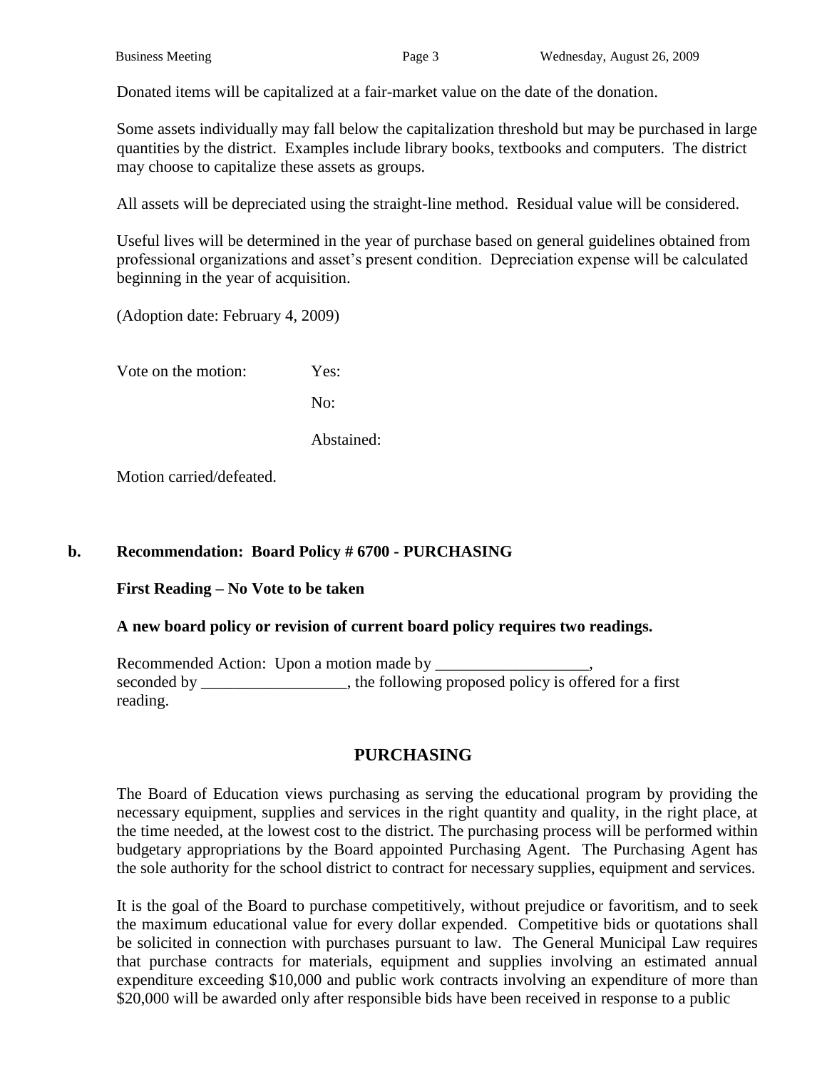Donated items will be capitalized at a fair-market value on the date of the donation.

Some assets individually may fall below the capitalization threshold but may be purchased in large quantities by the district. Examples include library books, textbooks and computers. The district may choose to capitalize these assets as groups.

All assets will be depreciated using the straight-line method. Residual value will be considered.

Useful lives will be determined in the year of purchase based on general guidelines obtained from professional organizations and asset's present condition. Depreciation expense will be calculated beginning in the year of acquisition.

(Adoption date: February 4, 2009)

Vote on the motion: Yes:

No:

Abstained:

Motion carried/defeated.

**b. Recommendation: Board Policy # 6700 - PURCHASING**

**First Reading – No Vote to be taken**

**A new board policy or revision of current board policy requires two readings.**

Recommended Action: Upon a motion made by ___________________, seconded by __________________, the following proposed policy is offered for a first reading.

## PURCHASING

The Board of Education views purchasing as serving the educational program by providing the necessary equipment, supplies and services in the right quantity and quality, in the right place, at the time needed, at the lowest cost to the district. The purchasing process will be performed within budgetary appropriations by the Board appointed Purchasing Agent. The Purchasing Agent has the sole authority for the school district to contract for necessary supplies, equipment and services.

It is the goal of the Board to purchase competitively, without prejudice or favoritism, and to seek the maximum educational value for every dollar expended. Competitive bids or quotations shall be solicited in connection with purchases pursuant to law. The General Municipal Law requires that purchase contracts for materials, equipment and supplies involving an estimated annual expenditure exceeding $10,000 and public work contracts involving an expenditure of more than $20,000 will be awarded only after responsible bids have been received in response to a public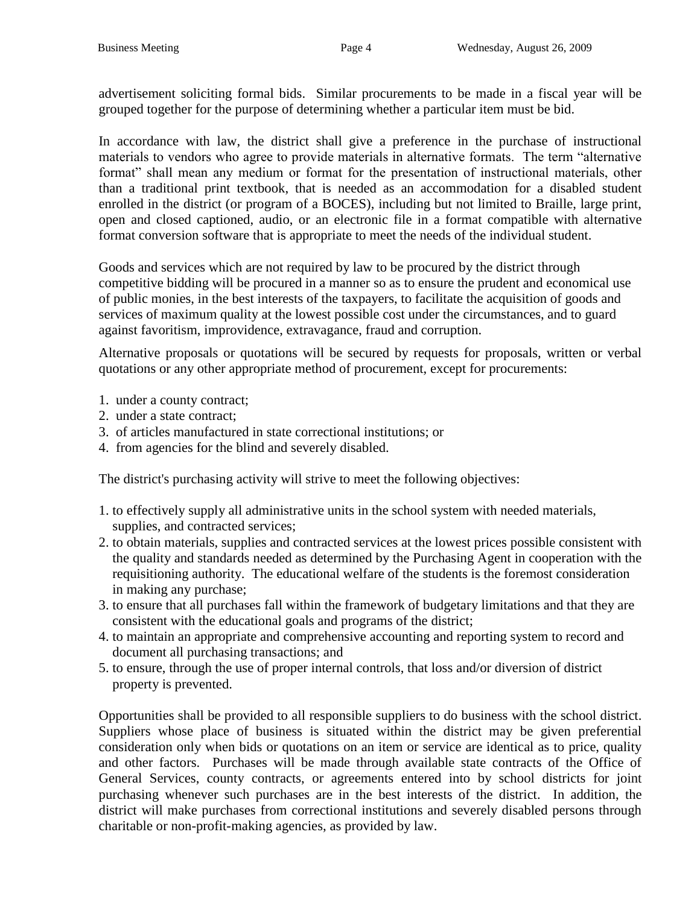advertisement soliciting formal bids. Similar procurements to be made in a fiscal year will be grouped together for the purpose of determining whether a particular item must be bid.

In accordance with law, the district shall give a preference in the purchase of instructional materials to vendors who agree to provide materials in alternative formats. The term "alternative format" shall mean any medium or format for the presentation of instructional materials, other than a traditional print textbook, that is needed as an accommodation for a disabled student enrolled in the district (or program of a BOCES), including but not limited to Braille, large print, open and closed captioned, audio, or an electronic file in a format compatible with alternative format conversion software that is appropriate to meet the needs of the individual student.

Goods and services which are not required by law to be procured by the district through competitive bidding will be procured in a manner so as to ensure the prudent and economical use of public monies, in the best interests of the taxpayers, to facilitate the acquisition of goods and services of maximum quality at the lowest possible cost under the circumstances, and to guard against favoritism, improvidence, extravagance, fraud and corruption.

Alternative proposals or quotations will be secured by requests for proposals, written or verbal quotations or any other appropriate method of procurement, except for procurements:

1. under a county contract;
2. under a state contract;
3. of articles manufactured in state correctional institutions; or
4. from agencies for the blind and severely disabled.

The district's purchasing activity will strive to meet the following objectives:

1. to effectively supply all administrative units in the school system with needed materials, supplies, and contracted services;
2. to obtain materials, supplies and contracted services at the lowest prices possible consistent with the quality and standards needed as determined by the Purchasing Agent in cooperation with the requisitioning authority. The educational welfare of the students is the foremost consideration in making any purchase;
3. to ensure that all purchases fall within the framework of budgetary limitations and that they are consistent with the educational goals and programs of the district;
4. to maintain an appropriate and comprehensive accounting and reporting system to record and document all purchasing transactions; and
5. to ensure, through the use of proper internal controls, that loss and/or diversion of district property is prevented.

Opportunities shall be provided to all responsible suppliers to do business with the school district. Suppliers whose place of business is situated within the district may be given preferential consideration only when bids or quotations on an item or service are identical as to price, quality and other factors. Purchases will be made through available state contracts of the Office of General Services, county contracts, or agreements entered into by school districts for joint purchasing whenever such purchases are in the best interests of the district. In addition, the district will make purchases from correctional institutions and severely disabled persons through charitable or non-profit-making agencies, as provided by law.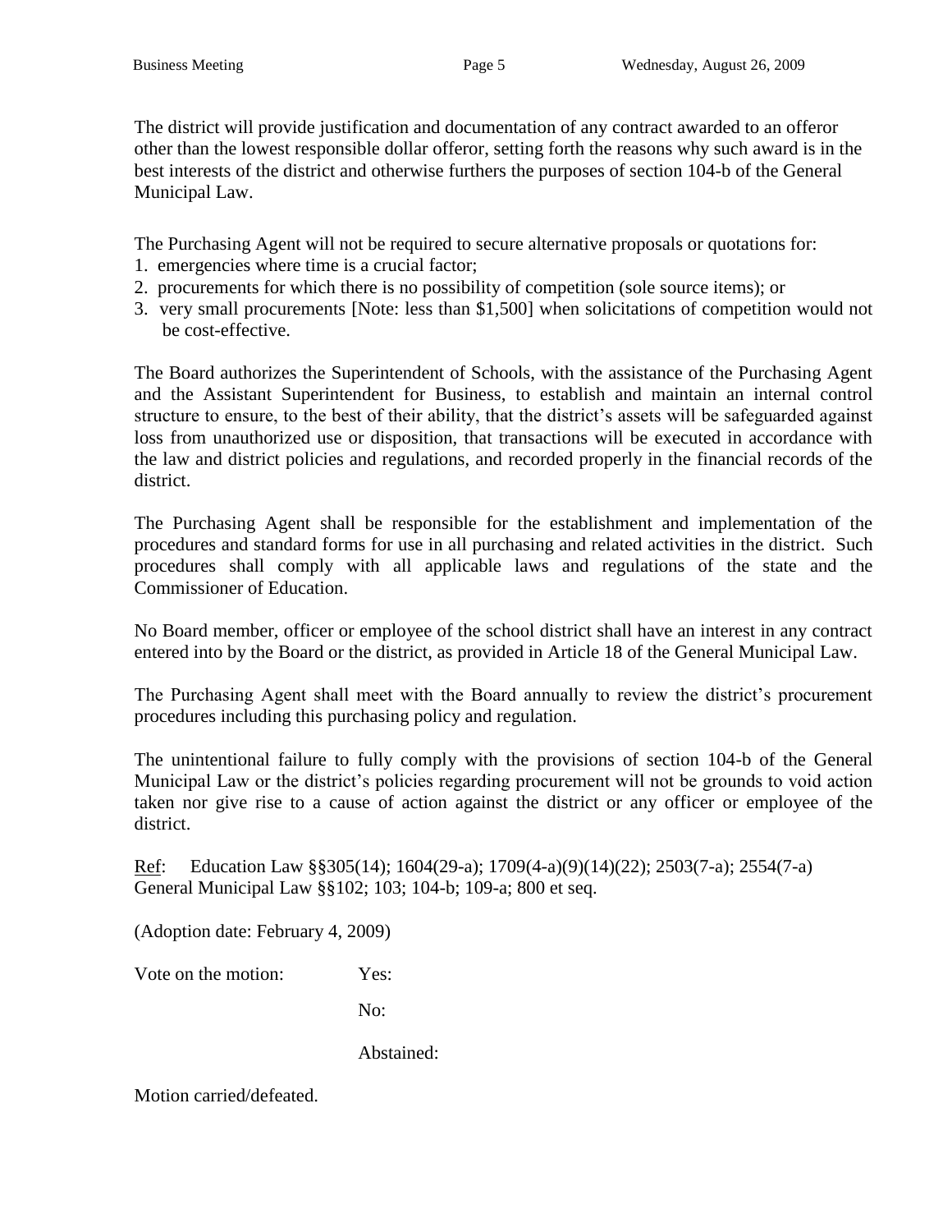The district will provide justification and documentation of any contract awarded to an offeror other than the lowest responsible dollar offeror, setting forth the reasons why such award is in the best interests of the district and otherwise furthers the purposes of section 104-b of the General Municipal Law.

The Purchasing Agent will not be required to secure alternative proposals or quotations for:

1. emergencies where time is a crucial factor;
2. procurements for which there is no possibility of competition (sole source items); or
3. very small procurements [Note: less than $1,500] when solicitations of competition would not be cost-effective.

The Board authorizes the Superintendent of Schools, with the assistance of the Purchasing Agent and the Assistant Superintendent for Business, to establish and maintain an internal control structure to ensure, to the best of their ability, that the district's assets will be safeguarded against loss from unauthorized use or disposition, that transactions will be executed in accordance with the law and district policies and regulations, and recorded properly in the financial records of the district.

The Purchasing Agent shall be responsible for the establishment and implementation of the procedures and standard forms for use in all purchasing and related activities in the district. Such procedures shall comply with all applicable laws and regulations of the state and the Commissioner of Education.

No Board member, officer or employee of the school district shall have an interest in any contract entered into by the Board or the district, as provided in Article 18 of the General Municipal Law.

The Purchasing Agent shall meet with the Board annually to review the district's procurement procedures including this purchasing policy and regulation.

The unintentional failure to fully comply with the provisions of section 104-b of the General Municipal Law or the district's policies regarding procurement will not be grounds to void action taken nor give rise to a cause of action against the district or any officer or employee of the district.

Ref: Education Law §§305(14); 1604(29-a); 1709(4-a)(9)(14)(22); 2503(7-a); 2554(7-a)
General Municipal Law §§102; 103; 104-b; 109-a; 800 et seq.

(Adoption date: February 4, 2009)

Vote on the motion: Yes:

No:

Abstained:

Motion carried/defeated.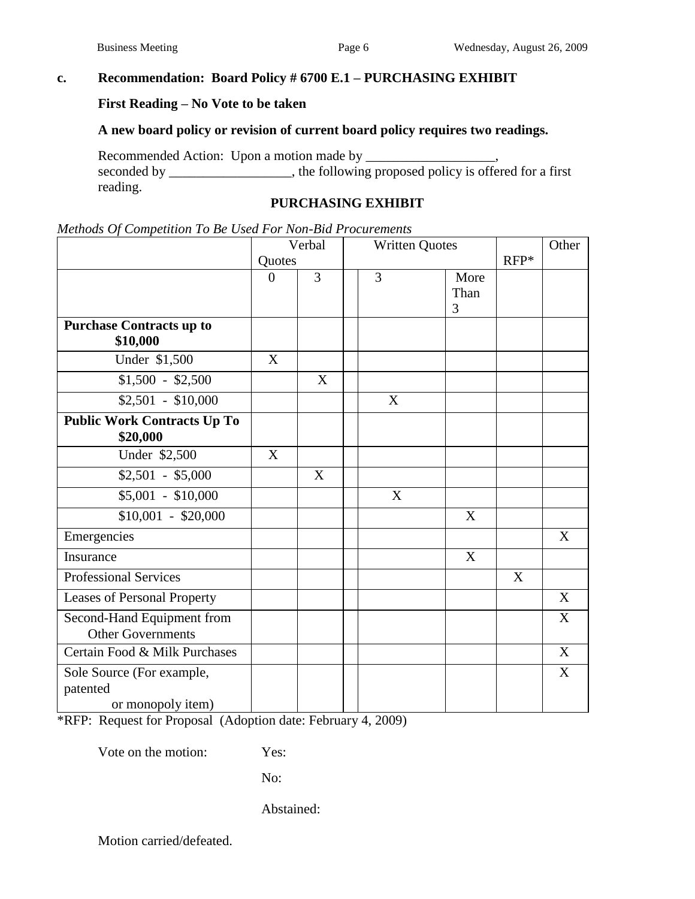**c. Recommendation: Board Policy # 6700 E.1 – PURCHASING EXHIBIT**

**First Reading – No Vote to be taken**

**A new board policy or revision of current board policy requires two readings.**

Recommended Action: Upon a motion made by ___________________, seconded by __________________, the following proposed policy is offered for a first reading.

**PURCHASING EXHIBIT**

*Methods Of Competition To Be Used For Non-Bid Procurements*

| | Verbal Quotes | | Written Quotes | | RFP* | Other |
|---|---|---|---|---|---|---|
| | 0 | 3 | 3 | More Than 3 | | |
| **Purchase Contracts up to $10,000** | | | | | | |
| Under $1,500 | X | | | | | |
| $1,500 - $2,500 | | X | | | | |
| $2,501 - $10,000 | | | X | | | |
| **Public Work Contracts Up To $20,000** | | | | | | |
| Under $2,500 | X | | | | | |
| $2,501 - $5,000 | | X | | | | |
| $5,001 - $10,000 | | | X | | | |
| $10,001 - $20,000 | | | | X | | |
| Emergencies | | | | | | X |
| Insurance | | | | X | | |
| Professional Services | | | | | X | |
| Leases of Personal Property | | | | | | X |
| Second-Hand Equipment from Other Governments | | | | | | X |
| Certain Food & Milk Purchases | | | | | | X |
| Sole Source (For example, patented or monopoly item) | | | | | | X |

*RFP: Request for Proposal (Adoption date: February 4, 2009)

Vote on the motion: Yes:

No:

Abstained:

Motion carried/defeated.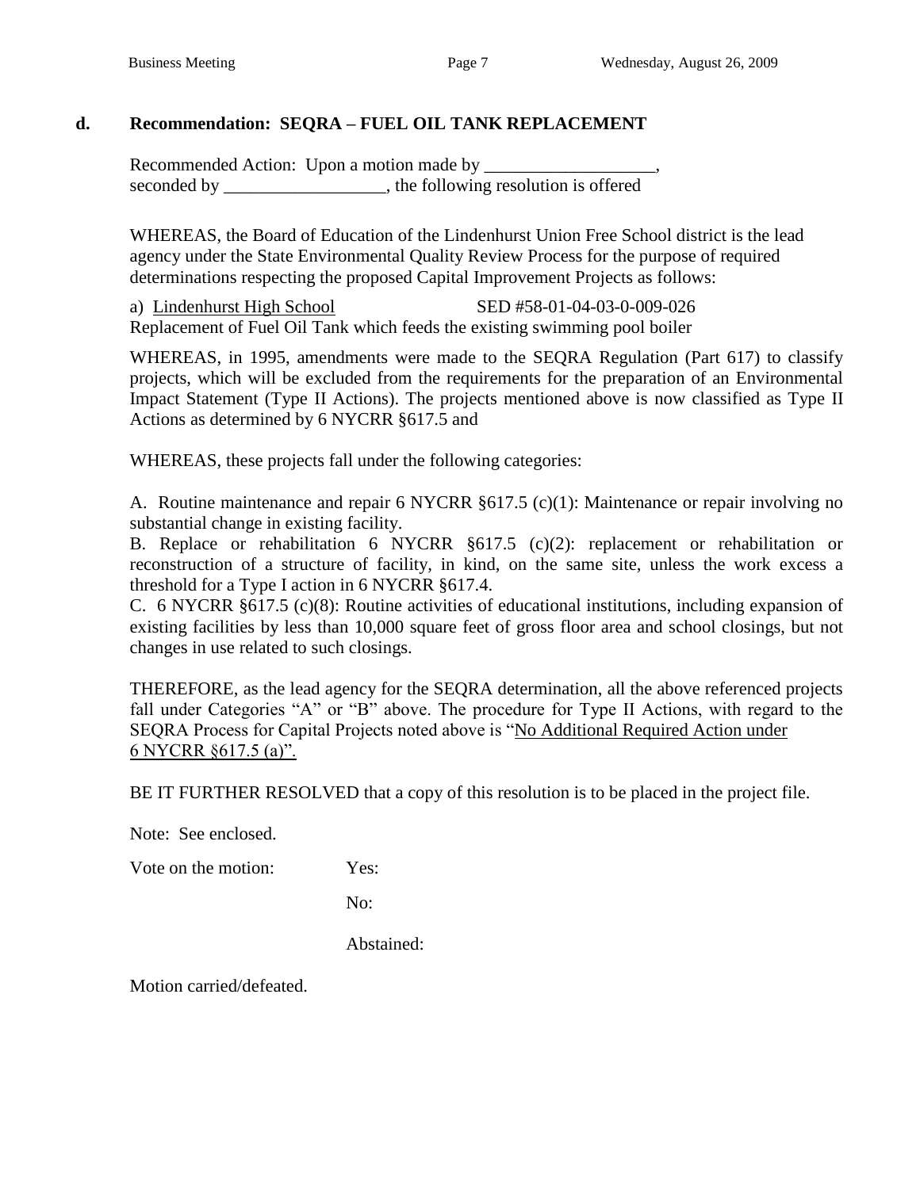### d. Recommendation: SEQRA – FUEL OIL TANK REPLACEMENT

Recommended Action: Upon a motion made by ___________________, seconded by __________________, the following resolution is offered

WHEREAS, the Board of Education of the Lindenhurst Union Free School district is the lead agency under the State Environmental Quality Review Process for the purpose of required determinations respecting the proposed Capital Improvement Projects as follows:

a) Lindenhurst High School SED #58-01-04-03-0-009-026
Replacement of Fuel Oil Tank which feeds the existing swimming pool boiler

WHEREAS, in 1995, amendments were made to the SEQRA Regulation (Part 617) to classify projects, which will be excluded from the requirements for the preparation of an Environmental Impact Statement (Type II Actions). The projects mentioned above is now classified as Type II Actions as determined by 6 NYCRR §617.5 and

WHEREAS, these projects fall under the following categories:

A. Routine maintenance and repair 6 NYCRR §617.5 (c)(1): Maintenance or repair involving no substantial change in existing facility.
B. Replace or rehabilitation 6 NYCRR §617.5 (c)(2): replacement or rehabilitation or reconstruction of a structure of facility, in kind, on the same site, unless the work excess a threshold for a Type I action in 6 NYCRR §617.4.
C. 6 NYCRR §617.5 (c)(8): Routine activities of educational institutions, including expansion of existing facilities by less than 10,000 square feet of gross floor area and school closings, but not changes in use related to such closings.

THEREFORE, as the lead agency for the SEQRA determination, all the above referenced projects fall under Categories "A" or "B" above. The procedure for Type II Actions, with regard to the SEQRA Process for Capital Projects noted above is "No Additional Required Action under 6 NYCRR §617.5 (a)".

BE IT FURTHER RESOLVED that a copy of this resolution is to be placed in the project file.

Note: See enclosed.

Vote on the motion: Yes:

No:

Abstained:

Motion carried/defeated.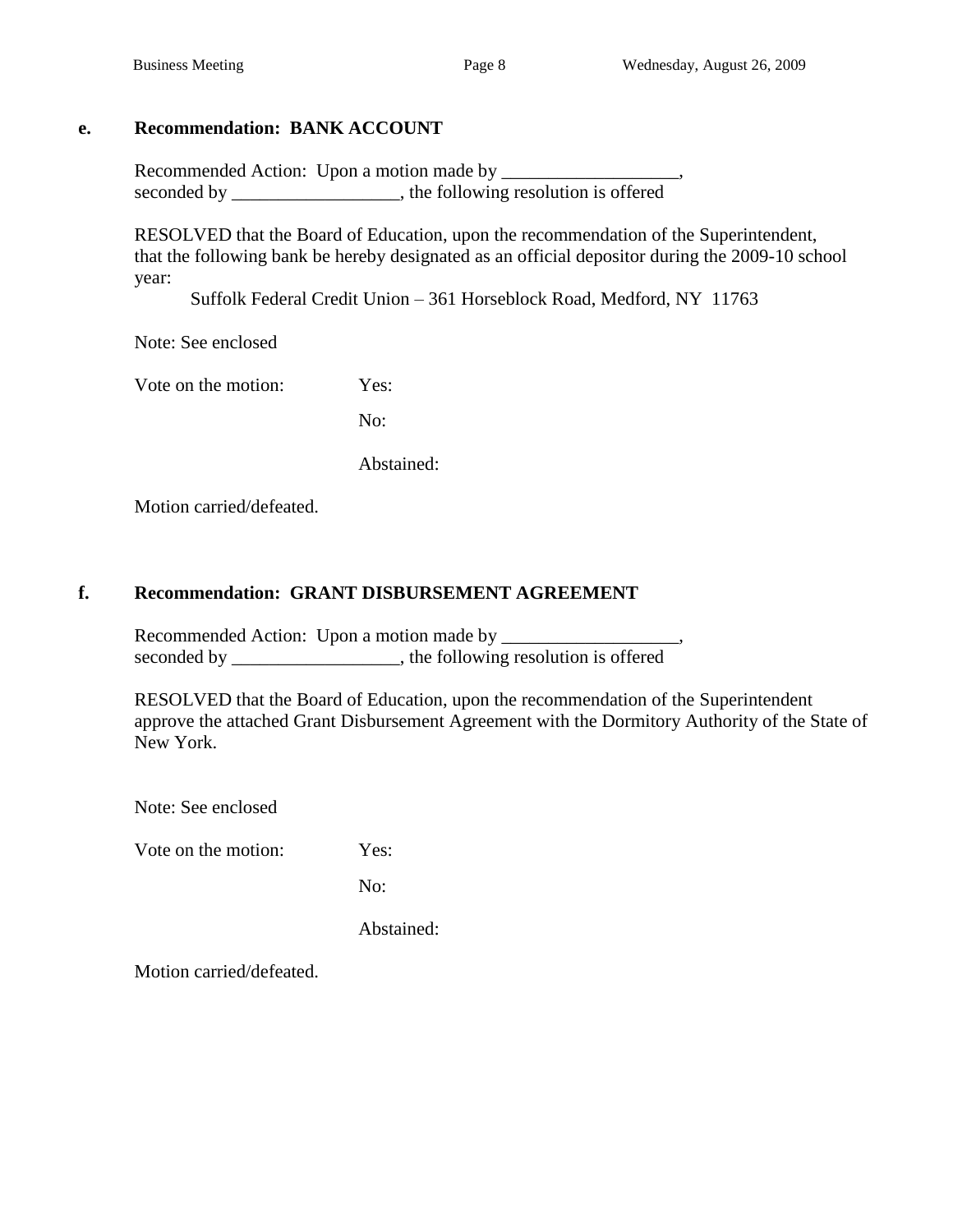### e. Recommendation: BANK ACCOUNT

Recommended Action: Upon a motion made by ___________________, seconded by __________________, the following resolution is offered

RESOLVED that the Board of Education, upon the recommendation of the Superintendent, that the following bank be hereby designated as an official depositor during the 2009-10 school year:

Suffolk Federal Credit Union – 361 Horseblock Road, Medford, NY 11763

Note: See enclosed

Vote on the motion: Yes:

No:

Abstained:

Motion carried/defeated.

### f. Recommendation: GRANT DISBURSEMENT AGREEMENT

Recommended Action: Upon a motion made by ___________________, seconded by __________________, the following resolution is offered

RESOLVED that the Board of Education, upon the recommendation of the Superintendent approve the attached Grant Disbursement Agreement with the Dormitory Authority of the State of New York.

Note: See enclosed

Vote on the motion: Yes:

No:

Abstained:

Motion carried/defeated.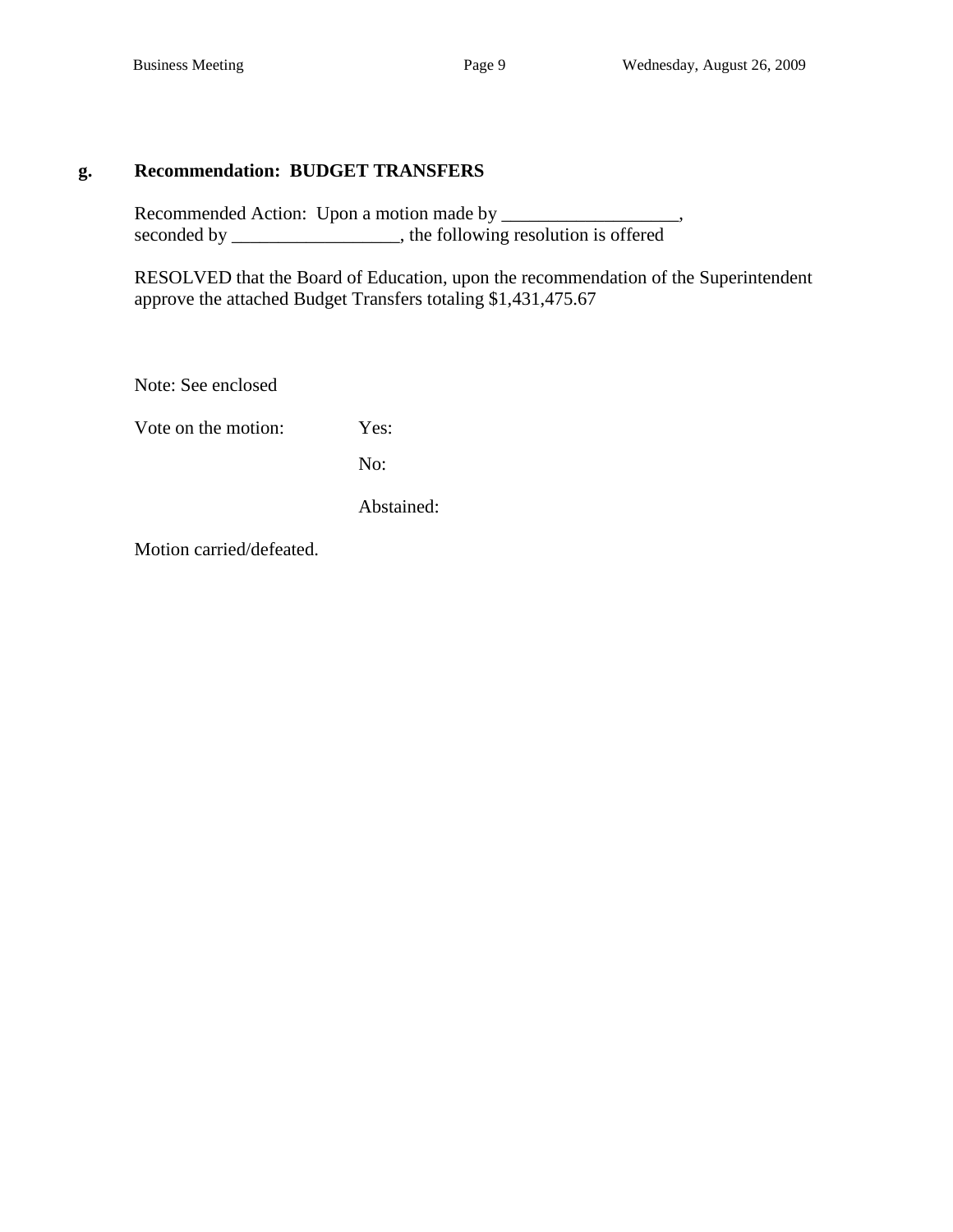**g. Recommendation: BUDGET TRANSFERS**

Recommended Action: Upon a motion made by ___________________, seconded by __________________, the following resolution is offered

RESOLVED that the Board of Education, upon the recommendation of the Superintendent approve the attached Budget Transfers totaling $1,431,475.67

Note: See enclosed

Vote on the motion: Yes:

No:

Abstained:

Motion carried/defeated.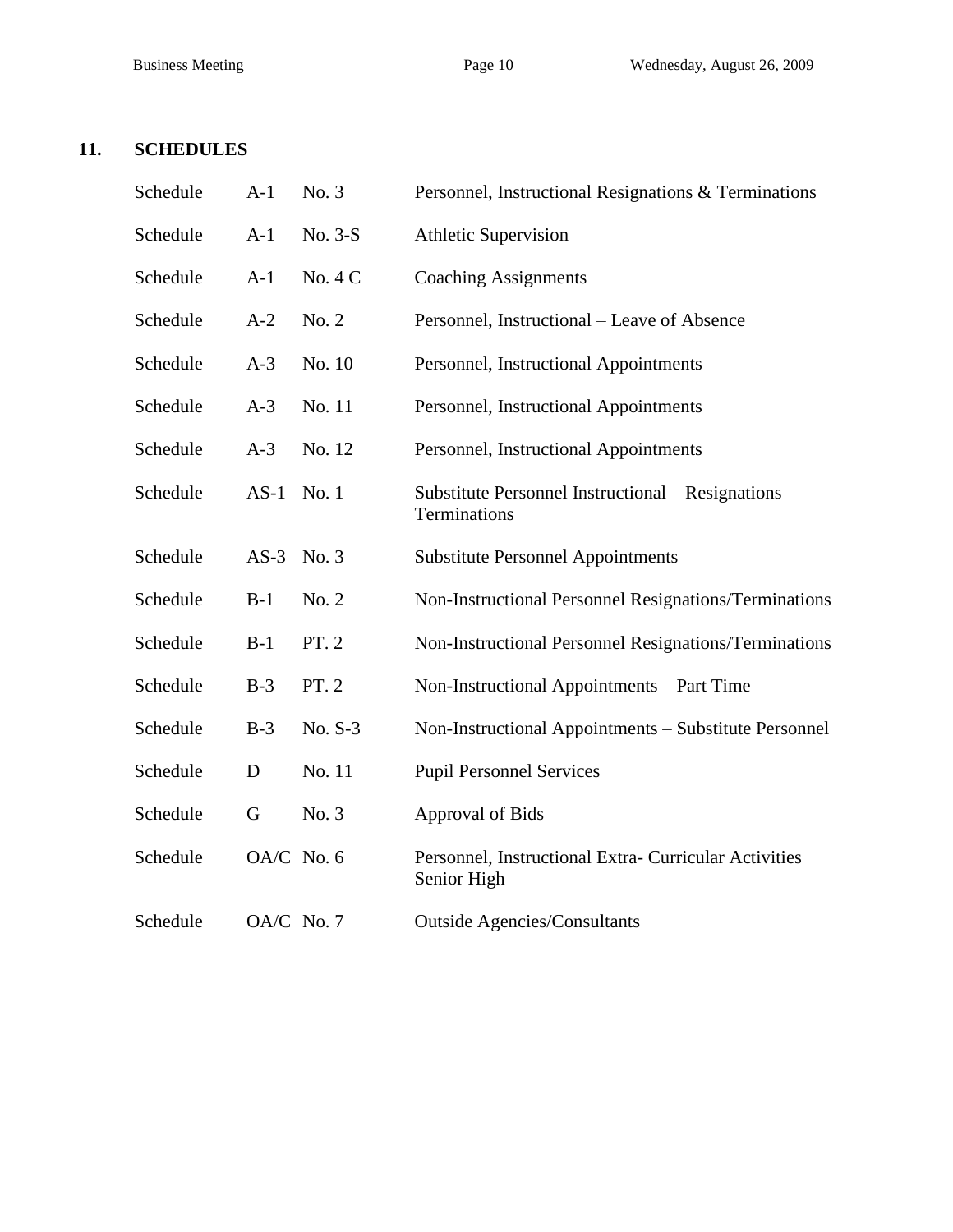## 11. SCHEDULES

| | | | |
|---|---|---|---|
| Schedule | A-1 | No. 3 | Personnel, Instructional Resignations & Terminations |
| Schedule | A-1 | No. 3-S | Athletic Supervision |
| Schedule | A-1 | No. 4 C | Coaching Assignments |
| Schedule | A-2 | No. 2 | Personnel, Instructional – Leave of Absence |
| Schedule | A-3 | No. 10 | Personnel, Instructional Appointments |
| Schedule | A-3 | No. 11 | Personnel, Instructional Appointments |
| Schedule | A-3 | No. 12 | Personnel, Instructional Appointments |
| Schedule | AS-1 | No. 1 | Substitute Personnel Instructional – Resignations Terminations |
| Schedule | AS-3 | No. 3 | Substitute Personnel Appointments |
| Schedule | B-1 | No. 2 | Non-Instructional Personnel Resignations/Terminations |
| Schedule | B-1 | PT. 2 | Non-Instructional Personnel Resignations/Terminations |
| Schedule | B-3 | PT. 2 | Non-Instructional Appointments – Part Time |
| Schedule | B-3 | No. S-3 | Non-Instructional Appointments – Substitute Personnel |
| Schedule | D | No. 11 | Pupil Personnel Services |
| Schedule | G | No. 3 | Approval of Bids |
| Schedule | OA/C | No. 6 | Personnel, Instructional Extra- Curricular Activities Senior High |
| Schedule | OA/C | No. 7 | Outside Agencies/Consultants |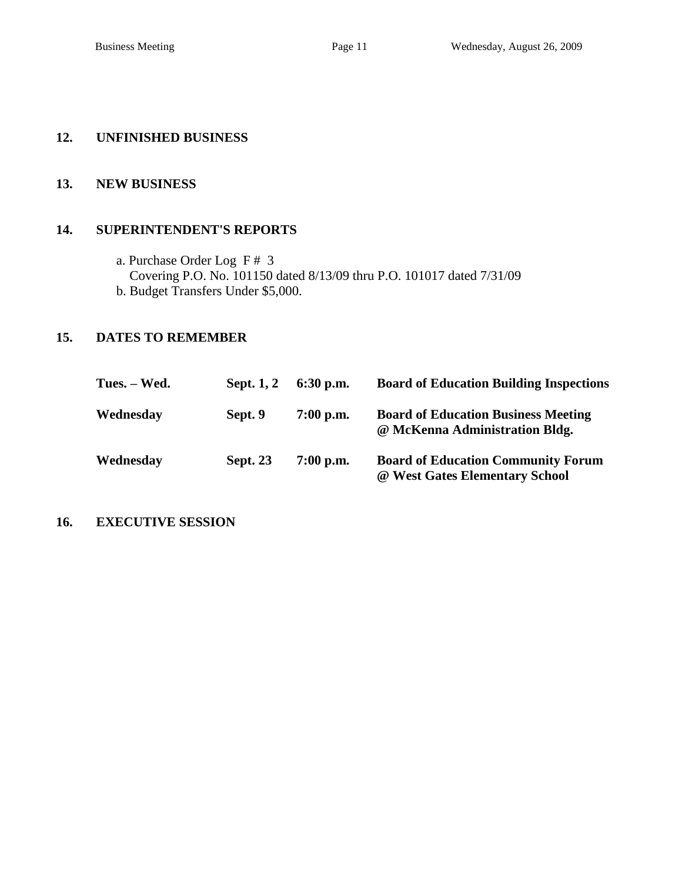## 12. UNFINISHED BUSINESS

## 13. NEW BUSINESS

## 14. SUPERINTENDENT'S REPORTS

a. Purchase Order Log F # 3
   Covering P.O. No. 101150 dated 8/13/09 thru P.O. 101017 dated 7/31/09
b. Budget Transfers Under $5,000.

## 15. DATES TO REMEMBER

| | | | |
|---|---|---|---|
| **Tues. – Wed.** | **Sept. 1, 2** | **6:30 p.m.** | **Board of Education Building Inspections** |
| **Wednesday** | **Sept. 9** | **7:00 p.m.** | **Board of Education Business Meeting @ McKenna Administration Bldg.** |
| **Wednesday** | **Sept. 23** | **7:00 p.m.** | **Board of Education Community Forum @ West Gates Elementary School** |

## 16. EXECUTIVE SESSION